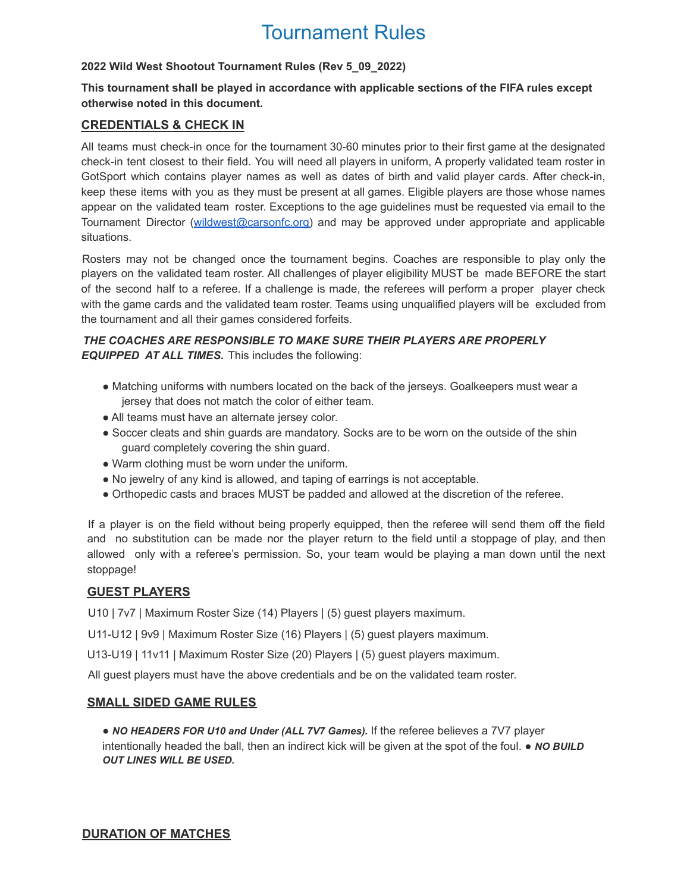# Tournament Rules

**2022 Wild West Shootout Tournament Rules (Rev 5_09_2022)**

**This tournament shall be played in accordance with applicable sections of the FIFA rules except otherwise noted in this document.**

## CREDENTIALS & CHECK IN

All teams must check-in once for the tournament 30-60 minutes prior to their first game at the designated check-in tent closest to their field. You will need all players in uniform, A properly validated team roster in GotSport which contains player names as well as dates of birth and valid player cards. After check-in, keep these items with you as they must be present at all games. Eligible players are those whose names appear on the validated team roster. Exceptions to the age guidelines must be requested via email to the Tournament Director (wildwest@carsonfc.org) and may be approved under appropriate and applicable situations.

Rosters may not be changed once the tournament begins. Coaches are responsible to play only the players on the validated team roster. All challenges of player eligibility MUST be made BEFORE the start of the second half to a referee. If a challenge is made, the referees will perform a proper player check with the game cards and the validated team roster. Teams using unqualified players will be excluded from the tournament and all their games considered forfeits.

***THE COACHES ARE RESPONSIBLE TO MAKE SURE THEIR PLAYERS ARE PROPERLY EQUIPPED AT ALL TIMES.*** This includes the following:

- Matching uniforms with numbers located on the back of the jerseys. Goalkeepers must wear a jersey that does not match the color of either team.
- All teams must have an alternate jersey color.
- Soccer cleats and shin guards are mandatory. Socks are to be worn on the outside of the shin guard completely covering the shin guard.
- Warm clothing must be worn under the uniform.
- No jewelry of any kind is allowed, and taping of earrings is not acceptable.
- Orthopedic casts and braces MUST be padded and allowed at the discretion of the referee.

If a player is on the field without being properly equipped, then the referee will send them off the field and no substitution can be made nor the player return to the field until a stoppage of play, and then allowed only with a referee's permission. So, your team would be playing a man down until the next stoppage!

## GUEST PLAYERS

U10 | 7v7 | Maximum Roster Size (14) Players | (5) guest players maximum.

U11-U12 | 9v9 | Maximum Roster Size (16) Players | (5) guest players maximum.

U13-U19 | 11v11 | Maximum Roster Size (20) Players | (5) guest players maximum.

All guest players must have the above credentials and be on the validated team roster.

## SMALL SIDED GAME RULES

- ***NO HEADERS FOR U10 and Under (ALL 7V7 Games).*** If the referee believes a 7V7 player intentionally headed the ball, then an indirect kick will be given at the spot of the foul. ● ***NO BUILD OUT LINES WILL BE USED.***

## DURATION OF MATCHES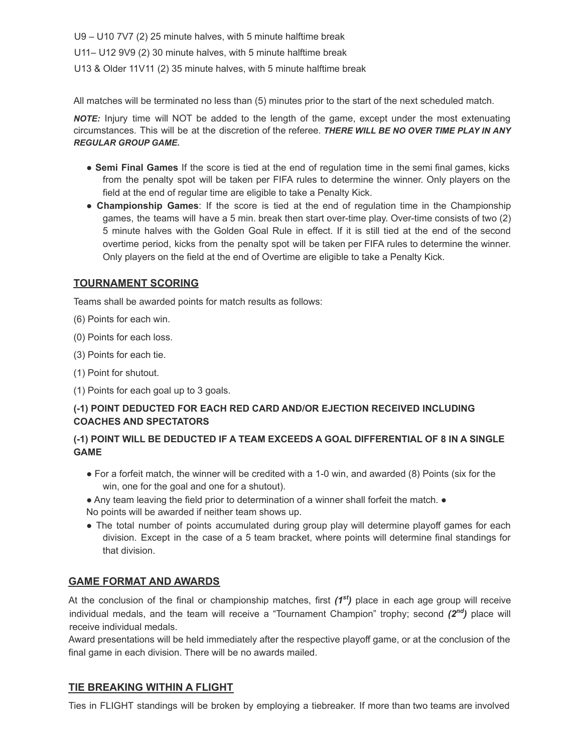U9 – U10 7V7 (2) 25 minute halves, with 5 minute halftime break

U11– U12 9V9 (2) 30 minute halves, with 5 minute halftime break

U13 & Older 11V11 (2) 35 minute halves, with 5 minute halftime break

All matches will be terminated no less than (5) minutes prior to the start of the next scheduled match.

***NOTE:*** Injury time will NOT be added to the length of the game, except under the most extenuating circumstances. This will be at the discretion of the referee. ***THERE WILL BE NO OVER TIME PLAY IN ANY REGULAR GROUP GAME.***

- **Semi Final Games** If the score is tied at the end of regulation time in the semi final games, kicks from the penalty spot will be taken per FIFA rules to determine the winner. Only players on the field at the end of regular time are eligible to take a Penalty Kick.
- **Championship Games**: If the score is tied at the end of regulation time in the Championship games, the teams will have a 5 min. break then start over-time play. Over-time consists of two (2) 5 minute halves with the Golden Goal Rule in effect. If it is still tied at the end of the second overtime period, kicks from the penalty spot will be taken per FIFA rules to determine the winner. Only players on the field at the end of Overtime are eligible to take a Penalty Kick.

## TOURNAMENT SCORING

Teams shall be awarded points for match results as follows:

(6) Points for each win.

(0) Points for each loss.

(3) Points for each tie.

(1) Point for shutout.

(1) Points for each goal up to 3 goals.

**(-1) POINT DEDUCTED FOR EACH RED CARD AND/OR EJECTION RECEIVED INCLUDING COACHES AND SPECTATORS**

**(-1) POINT WILL BE DEDUCTED IF A TEAM EXCEEDS A GOAL DIFFERENTIAL OF 8 IN A SINGLE GAME**

- For a forfeit match, the winner will be credited with a 1-0 win, and awarded (8) Points (six for the win, one for the goal and one for a shutout).
- Any team leaving the field prior to determination of a winner shall forfeit the match. ●
No points will be awarded if neither team shows up.
- The total number of points accumulated during group play will determine playoff games for each division. Except in the case of a 5 team bracket, where points will determine final standings for that division.

## GAME FORMAT AND AWARDS

At the conclusion of the final or championship matches, first ***(1st)*** place in each age group will receive individual medals, and the team will receive a "Tournament Champion" trophy; second ***(2nd)*** place will receive individual medals.

Award presentations will be held immediately after the respective playoff game, or at the conclusion of the final game in each division. There will be no awards mailed.

## TIE BREAKING WITHIN A FLIGHT

Ties in FLIGHT standings will be broken by employing a tiebreaker. If more than two teams are involved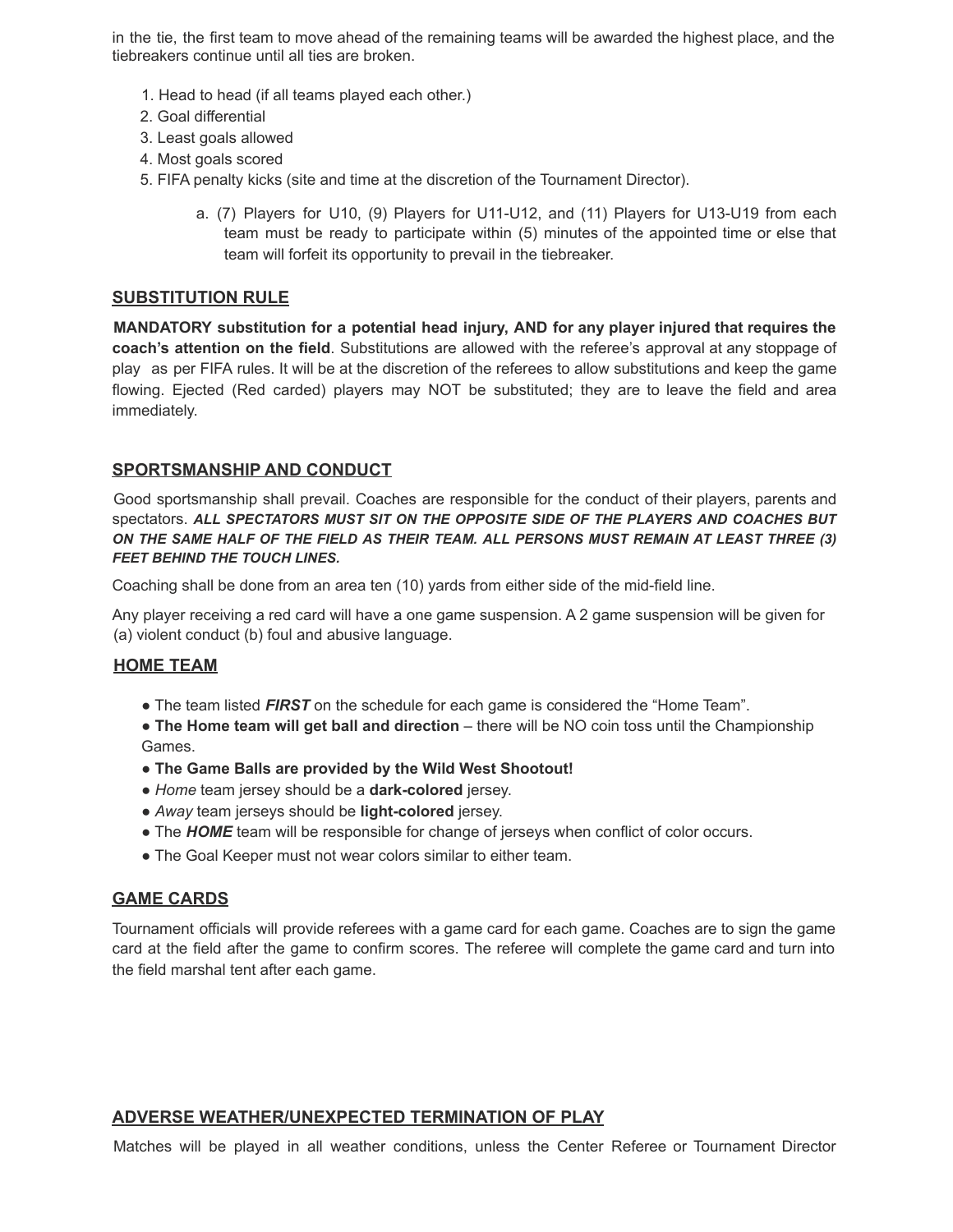in the tie, the first team to move ahead of the remaining teams will be awarded the highest place, and the tiebreakers continue until all ties are broken.

1. Head to head (if all teams played each other.)
2. Goal differential
3. Least goals allowed
4. Most goals scored
5. FIFA penalty kicks (site and time at the discretion of the Tournament Director).
    a. (7) Players for U10, (9) Players for U11-U12, and (11) Players for U13-U19 from each team must be ready to participate within (5) minutes of the appointed time or else that team will forfeit its opportunity to prevail in the tiebreaker.

## SUBSTITUTION RULE

**MANDATORY substitution for a potential head injury, AND for any player injured that requires the coach's attention on the field**. Substitutions are allowed with the referee's approval at any stoppage of play as per FIFA rules. It will be at the discretion of the referees to allow substitutions and keep the game flowing. Ejected (Red carded) players may NOT be substituted; they are to leave the field and area immediately.

## SPORTSMANSHIP AND CONDUCT

Good sportsmanship shall prevail. Coaches are responsible for the conduct of their players, parents and spectators. ***ALL SPECTATORS MUST SIT ON THE OPPOSITE SIDE OF THE PLAYERS AND COACHES BUT ON THE SAME HALF OF THE FIELD AS THEIR TEAM. ALL PERSONS MUST REMAIN AT LEAST THREE (3) FEET BEHIND THE TOUCH LINES.***

Coaching shall be done from an area ten (10) yards from either side of the mid-field line.

Any player receiving a red card will have a one game suspension. A 2 game suspension will be given for (a) violent conduct (b) foul and abusive language.

## HOME TEAM

- The team listed ***FIRST*** on the schedule for each game is considered the "Home Team".
- **The Home team will get ball and direction** – there will be NO coin toss until the Championship Games.
- **The Game Balls are provided by the Wild West Shootout!**
- *Home* team jersey should be a **dark-colored** jersey.
- *Away* team jerseys should be **light-colored** jersey.
- The ***HOME*** team will be responsible for change of jerseys when conflict of color occurs.
- The Goal Keeper must not wear colors similar to either team.

## GAME CARDS

Tournament officials will provide referees with a game card for each game. Coaches are to sign the game card at the field after the game to confirm scores. The referee will complete the game card and turn into the field marshal tent after each game.

## ADVERSE WEATHER/UNEXPECTED TERMINATION OF PLAY

Matches will be played in all weather conditions, unless the Center Referee or Tournament Director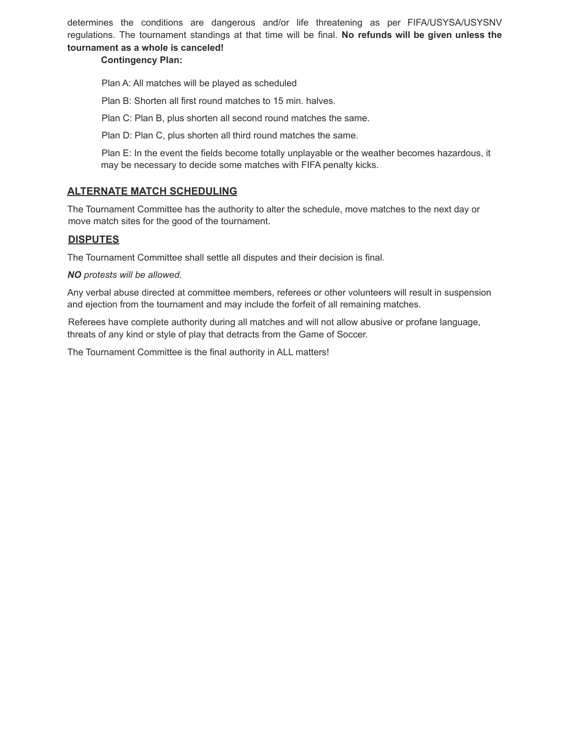determines the conditions are dangerous and/or life threatening as per FIFA/USYSA/USYSNV regulations. The tournament standings at that time will be final. **No refunds will be given unless the tournament as a whole is canceled!**

**Contingency Plan:**

Plan A: All matches will be played as scheduled

Plan B: Shorten all first round matches to 15 min. halves.

Plan C: Plan B, plus shorten all second round matches the same.

Plan D: Plan C, plus shorten all third round matches the same.

Plan E: In the event the fields become totally unplayable or the weather becomes hazardous, it may be necessary to decide some matches with FIFA penalty kicks.

## ALTERNATE MATCH SCHEDULING

The Tournament Committee has the authority to alter the schedule, move matches to the next day or move match sites for the good of the tournament.

## DISPUTES

The Tournament Committee shall settle all disputes and their decision is final.

***NO*** *protests will be allowed*.

Any verbal abuse directed at committee members, referees or other volunteers will result in suspension and ejection from the tournament and may include the forfeit of all remaining matches.

Referees have complete authority during all matches and will not allow abusive or profane language, threats of any kind or style of play that detracts from the Game of Soccer.

The Tournament Committee is the final authority in ALL matters!